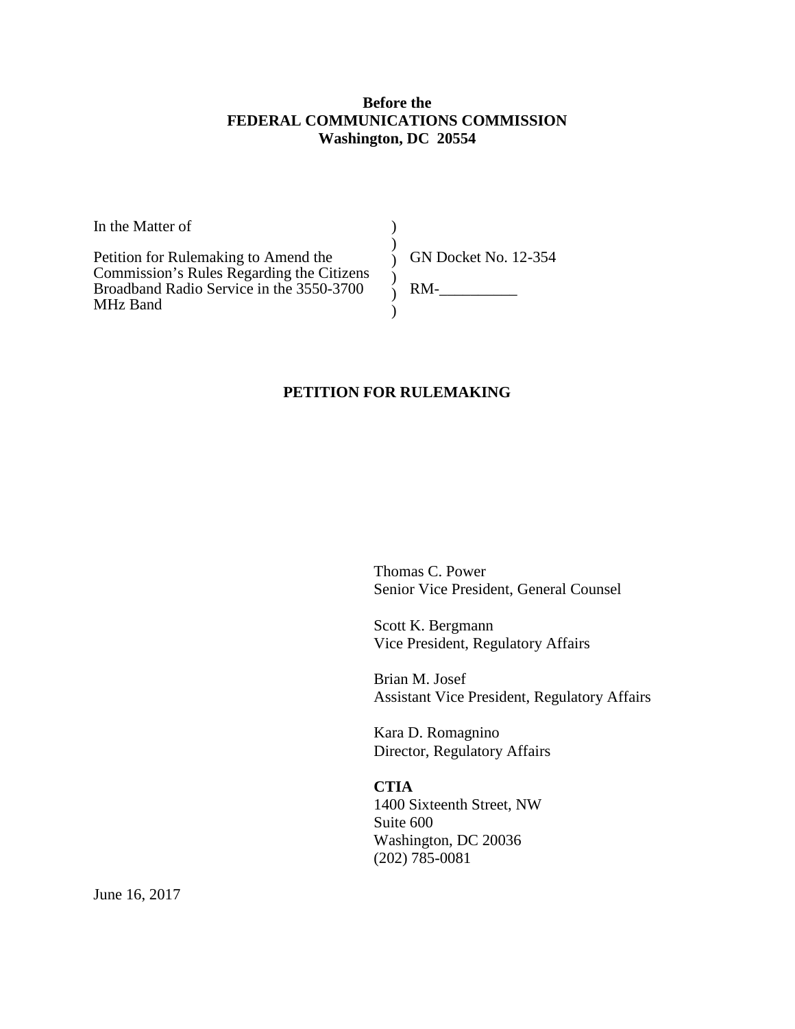**Before the**
**FEDERAL COMMUNICATIONS COMMISSION**
**Washington, DC 20554**

| | | |
|---|---|---|
| In the Matter of | ) | |
| | ) | |
| Petition for Rulemaking to Amend the Commission's Rules Regarding the Citizens Broadband Radio Service in the 3550-3700 MHz Band | ) | GN Docket No. 12-354 |
| | ) | |
| | ) | RM-__________ |
| | ) | |

**PETITION FOR RULEMAKING**

Thomas C. Power
Senior Vice President, General Counsel

Scott K. Bergmann
Vice President, Regulatory Affairs

Brian M. Josef
Assistant Vice President, Regulatory Affairs

Kara D. Romagnino
Director, Regulatory Affairs

**CTIA**
1400 Sixteenth Street, NW
Suite 600
Washington, DC 20036
(202) 785-0081

June 16, 2017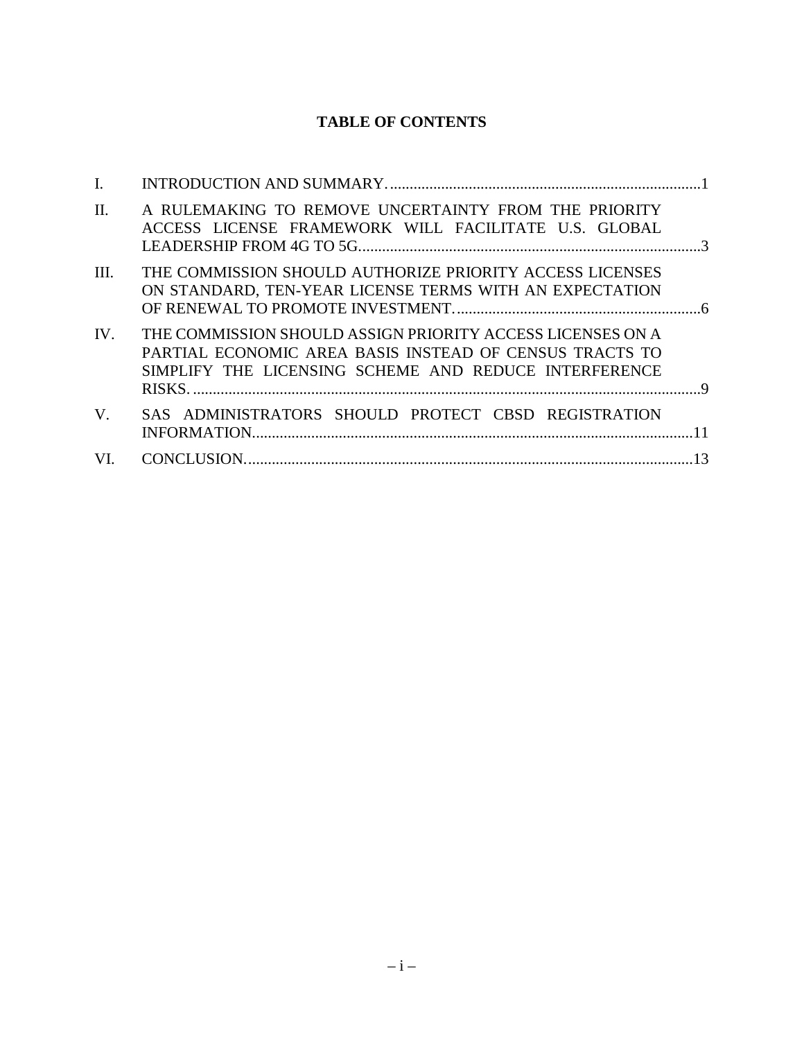## TABLE OF CONTENTS

| | | |
|---|---|---|
| I. | INTRODUCTION AND SUMMARY. | 1 |
| II. | A RULEMAKING TO REMOVE UNCERTAINTY FROM THE PRIORITY ACCESS LICENSE FRAMEWORK WILL FACILITATE U.S. GLOBAL LEADERSHIP FROM 4G TO 5G | 3 |
| III. | THE COMMISSION SHOULD AUTHORIZE PRIORITY ACCESS LICENSES ON STANDARD, TEN-YEAR LICENSE TERMS WITH AN EXPECTATION OF RENEWAL TO PROMOTE INVESTMENT. | 6 |
| IV. | THE COMMISSION SHOULD ASSIGN PRIORITY ACCESS LICENSES ON A PARTIAL ECONOMIC AREA BASIS INSTEAD OF CENSUS TRACTS TO SIMPLIFY THE LICENSING SCHEME AND REDUCE INTERFERENCE RISKS. | 9 |
| V. | SAS ADMINISTRATORS SHOULD PROTECT CBSD REGISTRATION INFORMATION | 11 |
| VI. | CONCLUSION. | 13 |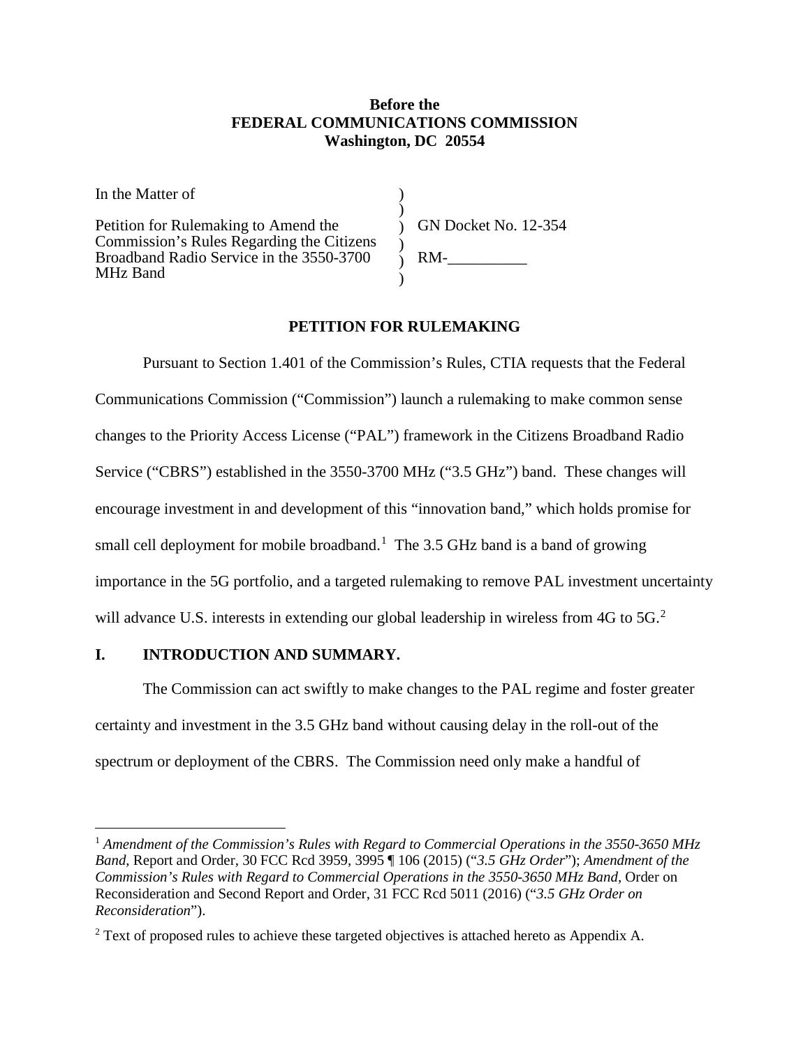**Before the**
**FEDERAL COMMUNICATIONS COMMISSION**
**Washington, DC 20554**

| In the Matter of | ) | |
|---|---|---|
| | ) | |
| Petition for Rulemaking to Amend the Commission's Rules Regarding the Citizens Broadband Radio Service in the 3550-3700 MHz Band | ) | GN Docket No. 12-354 |
| | ) | |
| | ) | RM-__________ |
| | ) | |

## PETITION FOR RULEMAKING

Pursuant to Section 1.401 of the Commission's Rules, CTIA requests that the Federal Communications Commission ("Commission") launch a rulemaking to make common sense changes to the Priority Access License ("PAL") framework in the Citizens Broadband Radio Service ("CBRS") established in the 3550-3700 MHz ("3.5 GHz") band. These changes will encourage investment in and development of this "innovation band," which holds promise for small cell deployment for mobile broadband.[1] The 3.5 GHz band is a band of growing importance in the 5G portfolio, and a targeted rulemaking to remove PAL investment uncertainty will advance U.S. interests in extending our global leadership in wireless from 4G to 5G.[2]

## I. INTRODUCTION AND SUMMARY.

The Commission can act swiftly to make changes to the PAL regime and foster greater certainty and investment in the 3.5 GHz band without causing delay in the roll-out of the spectrum or deployment of the CBRS. The Commission need only make a handful of

---

[1] *Amendment of the Commission's Rules with Regard to Commercial Operations in the 3550-3650 MHz Band*, Report and Order, 30 FCC Rcd 3959, 3995 ¶ 106 (2015) ("*3.5 GHz Order*"); *Amendment of the Commission's Rules with Regard to Commercial Operations in the 3550-3650 MHz Band*, Order on Reconsideration and Second Report and Order, 31 FCC Rcd 5011 (2016) ("*3.5 GHz Order on Reconsideration*").

[2] Text of proposed rules to achieve these targeted objectives is attached hereto as Appendix A.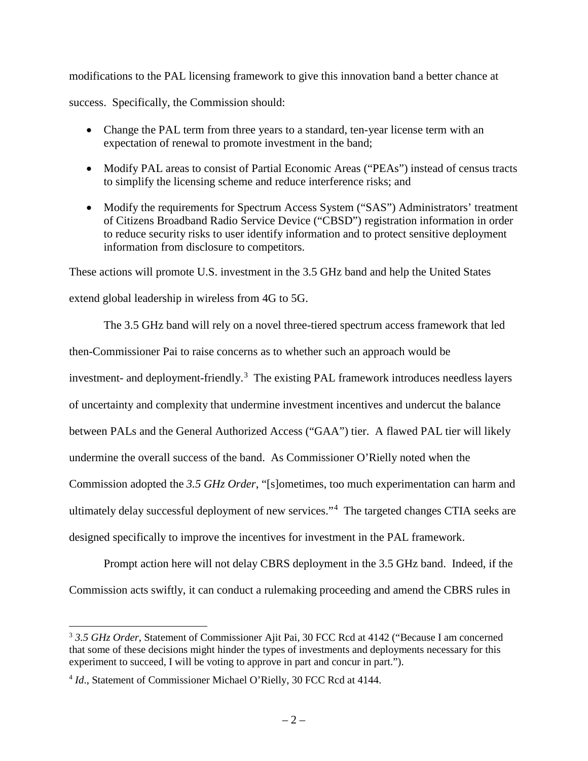modifications to the PAL licensing framework to give this innovation band a better chance at success. Specifically, the Commission should:

- Change the PAL term from three years to a standard, ten-year license term with an expectation of renewal to promote investment in the band;
- Modify PAL areas to consist of Partial Economic Areas ("PEAs") instead of census tracts to simplify the licensing scheme and reduce interference risks; and
- Modify the requirements for Spectrum Access System ("SAS") Administrators' treatment of Citizens Broadband Radio Service Device ("CBSD") registration information in order to reduce security risks to user identify information and to protect sensitive deployment information from disclosure to competitors.

These actions will promote U.S. investment in the 3.5 GHz band and help the United States extend global leadership in wireless from 4G to 5G.

The 3.5 GHz band will rely on a novel three-tiered spectrum access framework that led then-Commissioner Pai to raise concerns as to whether such an approach would be investment- and deployment-friendly.[3] The existing PAL framework introduces needless layers of uncertainty and complexity that undermine investment incentives and undercut the balance between PALs and the General Authorized Access ("GAA") tier. A flawed PAL tier will likely undermine the overall success of the band. As Commissioner O'Rielly noted when the Commission adopted the *3.5 GHz Order*, "[s]ometimes, too much experimentation can harm and ultimately delay successful deployment of new services."[4] The targeted changes CTIA seeks are designed specifically to improve the incentives for investment in the PAL framework.

Prompt action here will not delay CBRS deployment in the 3.5 GHz band. Indeed, if the Commission acts swiftly, it can conduct a rulemaking proceeding and amend the CBRS rules in

---

[3] *3.5 GHz Order*, Statement of Commissioner Ajit Pai, 30 FCC Rcd at 4142 ("Because I am concerned that some of these decisions might hinder the types of investments and deployments necessary for this experiment to succeed, I will be voting to approve in part and concur in part.").

[4] *Id*., Statement of Commissioner Michael O'Rielly, 30 FCC Rcd at 4144.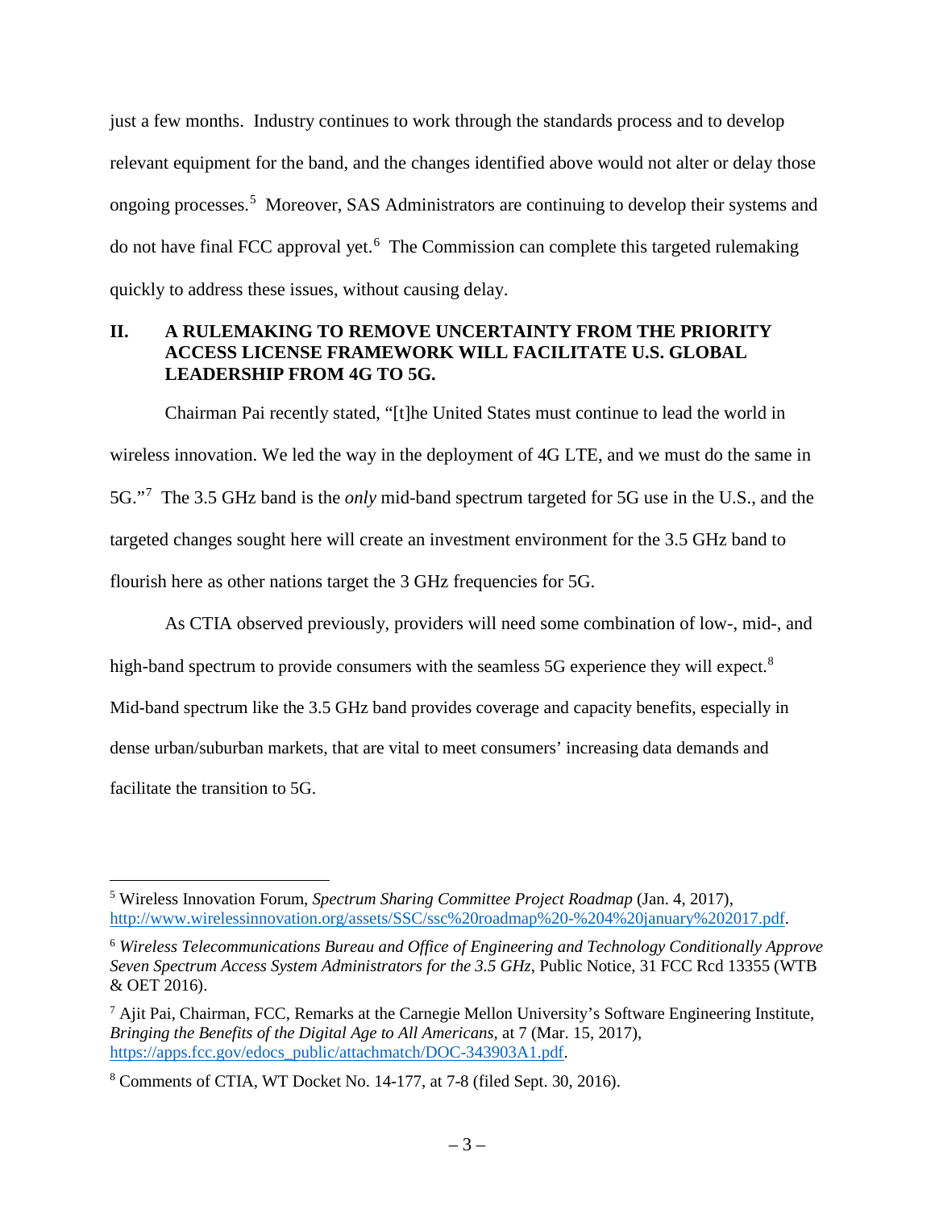just a few months. Industry continues to work through the standards process and to develop relevant equipment for the band, and the changes identified above would not alter or delay those ongoing processes.[5] Moreover, SAS Administrators are continuing to develop their systems and do not have final FCC approval yet.[6] The Commission can complete this targeted rulemaking quickly to address these issues, without causing delay.

## II. A RULEMAKING TO REMOVE UNCERTAINTY FROM THE PRIORITY ACCESS LICENSE FRAMEWORK WILL FACILITATE U.S. GLOBAL LEADERSHIP FROM 4G TO 5G.

Chairman Pai recently stated, "[t]he United States must continue to lead the world in wireless innovation. We led the way in the deployment of 4G LTE, and we must do the same in 5G."[7] The 3.5 GHz band is the *only* mid-band spectrum targeted for 5G use in the U.S., and the targeted changes sought here will create an investment environment for the 3.5 GHz band to flourish here as other nations target the 3 GHz frequencies for 5G.

As CTIA observed previously, providers will need some combination of low-, mid-, and high-band spectrum to provide consumers with the seamless 5G experience they will expect.[8] Mid-band spectrum like the 3.5 GHz band provides coverage and capacity benefits, especially in dense urban/suburban markets, that are vital to meet consumers' increasing data demands and facilitate the transition to 5G.

---

[5] Wireless Innovation Forum, *Spectrum Sharing Committee Project Roadmap* (Jan. 4, 2017), http://www.wirelessinnovation.org/assets/SSC/ssc%20roadmap%20-%204%20january%202017.pdf.

[6] *Wireless Telecommunications Bureau and Office of Engineering and Technology Conditionally Approve Seven Spectrum Access System Administrators for the 3.5 GHz*, Public Notice, 31 FCC Rcd 13355 (WTB & OET 2016).

[7] Ajit Pai, Chairman, FCC, Remarks at the Carnegie Mellon University's Software Engineering Institute, *Bringing the Benefits of the Digital Age to All Americans*, at 7 (Mar. 15, 2017), https://apps.fcc.gov/edocs_public/attachmatch/DOC-343903A1.pdf.

[8] Comments of CTIA, WT Docket No. 14-177, at 7-8 (filed Sept. 30, 2016).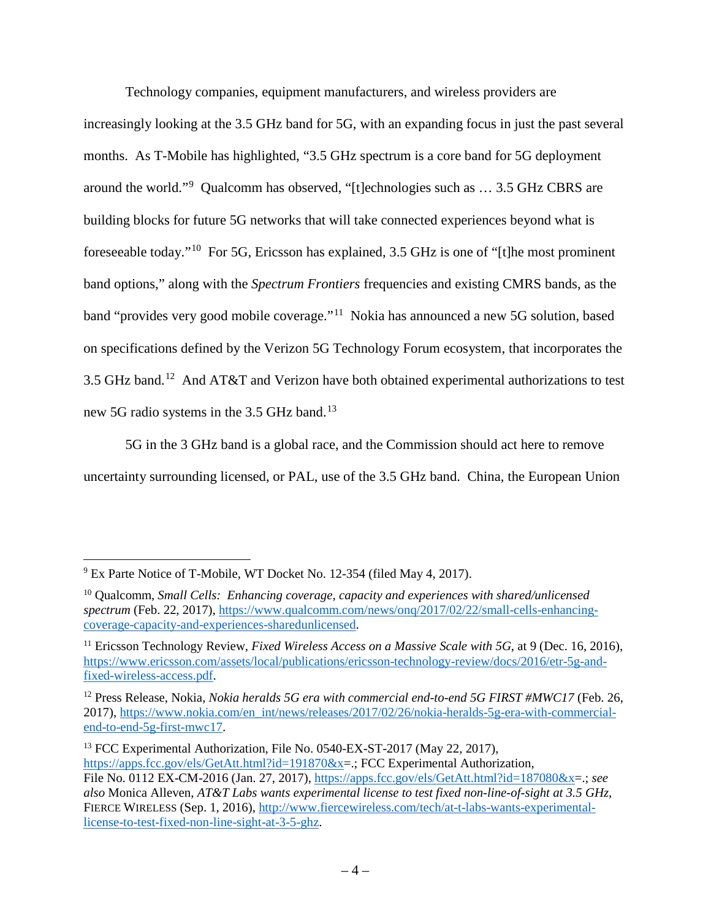Technology companies, equipment manufacturers, and wireless providers are increasingly looking at the 3.5 GHz band for 5G, with an expanding focus in just the past several months. As T-Mobile has highlighted, "3.5 GHz spectrum is a core band for 5G deployment around the world."[9] Qualcomm has observed, "[t]echnologies such as … 3.5 GHz CBRS are building blocks for future 5G networks that will take connected experiences beyond what is foreseeable today."[10] For 5G, Ericsson has explained, 3.5 GHz is one of "[t]he most prominent band options," along with the *Spectrum Frontiers* frequencies and existing CMRS bands, as the band "provides very good mobile coverage."[11] Nokia has announced a new 5G solution, based on specifications defined by the Verizon 5G Technology Forum ecosystem, that incorporates the 3.5 GHz band.[12] And AT&T and Verizon have both obtained experimental authorizations to test new 5G radio systems in the 3.5 GHz band.[13]

5G in the 3 GHz band is a global race, and the Commission should act here to remove uncertainty surrounding licensed, or PAL, use of the 3.5 GHz band. China, the European Union

---

[9] Ex Parte Notice of T-Mobile, WT Docket No. 12-354 (filed May 4, 2017).

[10] Qualcomm, *Small Cells: Enhancing coverage, capacity and experiences with shared/unlicensed spectrum* (Feb. 22, 2017), https://www.qualcomm.com/news/onq/2017/02/22/small-cells-enhancing-coverage-capacity-and-experiences-sharedunlicensed.

[11] Ericsson Technology Review, *Fixed Wireless Access on a Massive Scale with 5G*, at 9 (Dec. 16, 2016), https://www.ericsson.com/assets/local/publications/ericsson-technology-review/docs/2016/etr-5g-and-fixed-wireless-access.pdf.

[12] Press Release, Nokia, *Nokia heralds 5G era with commercial end-to-end 5G FIRST #MWC17* (Feb. 26, 2017), https://www.nokia.com/en_int/news/releases/2017/02/26/nokia-heralds-5g-era-with-commercial-end-to-end-5g-first-mwc17.

[13] FCC Experimental Authorization, File No. 0540-EX-ST-2017 (May 22, 2017), https://apps.fcc.gov/els/GetAtt.html?id=191870&x=.; FCC Experimental Authorization, File No. 0112 EX-CM-2016 (Jan. 27, 2017), https://apps.fcc.gov/els/GetAtt.html?id=187080&x=.; *see also* Monica Alleven, *AT&T Labs wants experimental license to test fixed non-line-of-sight at 3.5 GHz*, FIERCE WIRELESS (Sep. 1, 2016), http://www.fiercewireless.com/tech/at-t-labs-wants-experimental-license-to-test-fixed-non-line-sight-at-3-5-ghz.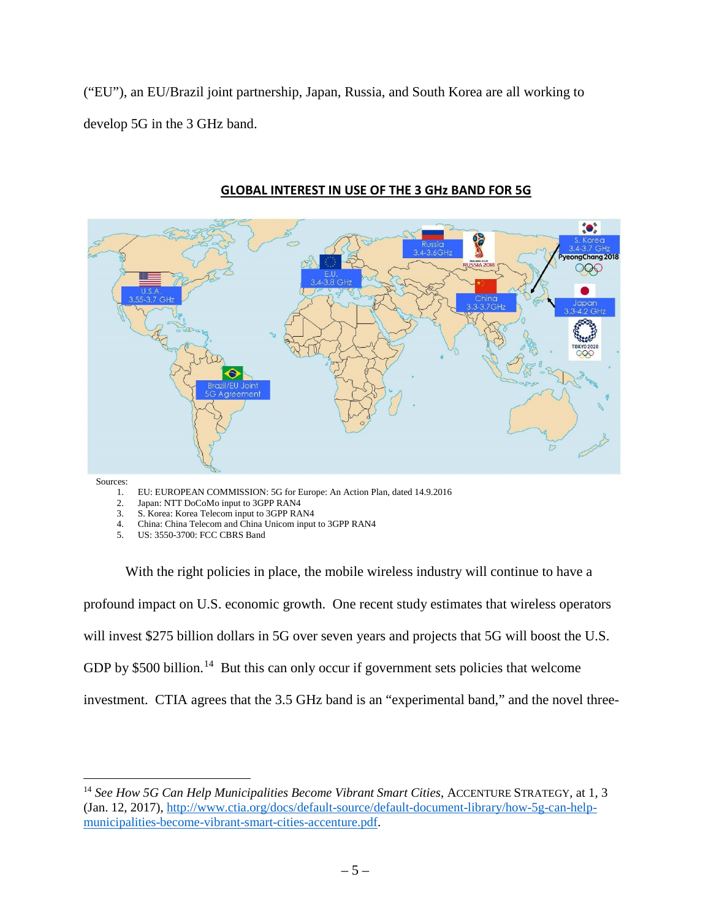("EU"), an EU/Brazil joint partnership, Japan, Russia, and South Korea are all working to develop 5G in the 3 GHz band.

**GLOBAL INTEREST IN USE OF THE 3 GHz BAND FOR 5G**

Sources:

1. EU: EUROPEAN COMMISSION: 5G for Europe: An Action Plan, dated 14.9.2016
2. Japan: NTT DoCoMo input to 3GPP RAN4
3. S. Korea: Korea Telecom input to 3GPP RAN4
4. China: China Telecom and China Unicom input to 3GPP RAN4
5. US: 3550-3700: FCC CBRS Band

With the right policies in place, the mobile wireless industry will continue to have a profound impact on U.S. economic growth. One recent study estimates that wireless operators will invest $275 billion dollars in 5G over seven years and projects that 5G will boost the U.S. GDP by $500 billion.[14] But this can only occur if government sets policies that welcome investment. CTIA agrees that the 3.5 GHz band is an "experimental band," and the novel three-

---

[14] *See How 5G Can Help Municipalities Become Vibrant Smart Cities*, ACCENTURE STRATEGY, at 1, 3 (Jan. 12, 2017), http://www.ctia.org/docs/default-source/default-document-library/how-5g-can-help-municipalities-become-vibrant-smart-cities-accenture.pdf.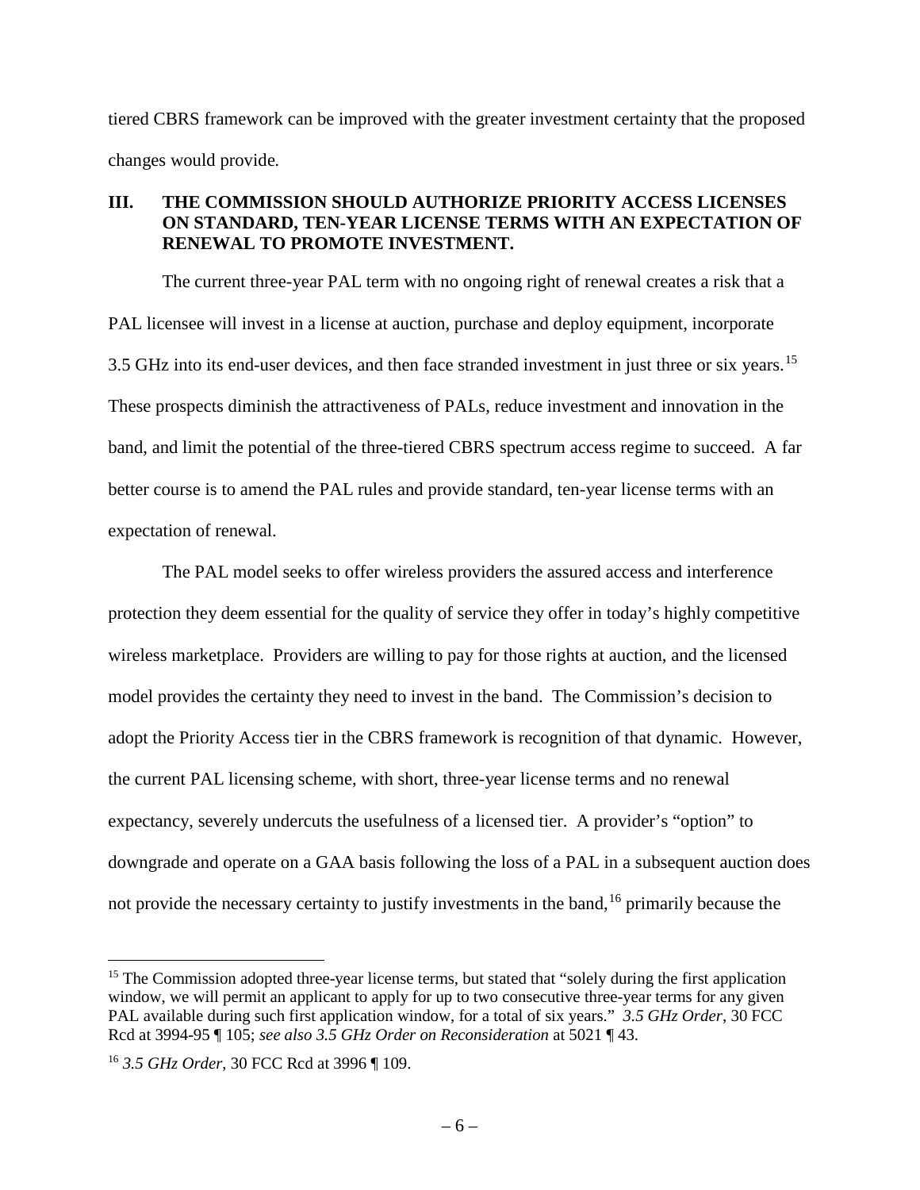tiered CBRS framework can be improved with the greater investment certainty that the proposed changes would provide.

## III. THE COMMISSION SHOULD AUTHORIZE PRIORITY ACCESS LICENSES ON STANDARD, TEN-YEAR LICENSE TERMS WITH AN EXPECTATION OF RENEWAL TO PROMOTE INVESTMENT.

The current three-year PAL term with no ongoing right of renewal creates a risk that a PAL licensee will invest in a license at auction, purchase and deploy equipment, incorporate 3.5 GHz into its end-user devices, and then face stranded investment in just three or six years.[15] These prospects diminish the attractiveness of PALs, reduce investment and innovation in the band, and limit the potential of the three-tiered CBRS spectrum access regime to succeed. A far better course is to amend the PAL rules and provide standard, ten-year license terms with an expectation of renewal.

The PAL model seeks to offer wireless providers the assured access and interference protection they deem essential for the quality of service they offer in today's highly competitive wireless marketplace. Providers are willing to pay for those rights at auction, and the licensed model provides the certainty they need to invest in the band. The Commission's decision to adopt the Priority Access tier in the CBRS framework is recognition of that dynamic. However, the current PAL licensing scheme, with short, three-year license terms and no renewal expectancy, severely undercuts the usefulness of a licensed tier. A provider's "option" to downgrade and operate on a GAA basis following the loss of a PAL in a subsequent auction does not provide the necessary certainty to justify investments in the band,[16] primarily because the

---

[15] The Commission adopted three-year license terms, but stated that "solely during the first application window, we will permit an applicant to apply for up to two consecutive three-year terms for any given PAL available during such first application window, for a total of six years." *3.5 GHz Order*, 30 FCC Rcd at 3994-95 ¶ 105; *see also 3.5 GHz Order on Reconsideration* at 5021 ¶ 43.

[16] *3.5 GHz Order*, 30 FCC Rcd at 3996 ¶ 109.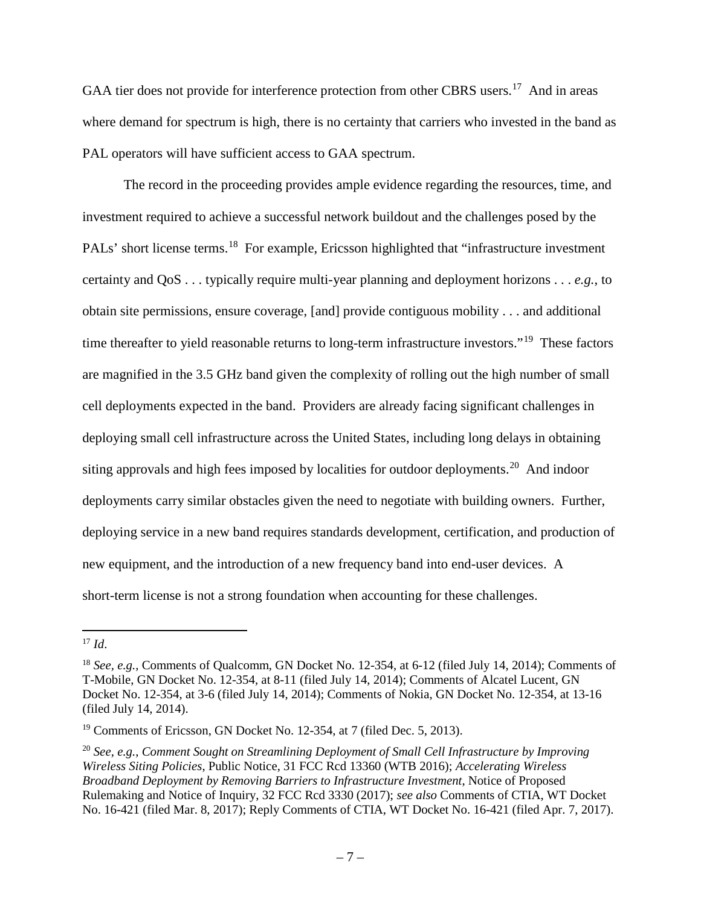GAA tier does not provide for interference protection from other CBRS users.[17] And in areas where demand for spectrum is high, there is no certainty that carriers who invested in the band as PAL operators will have sufficient access to GAA spectrum.

The record in the proceeding provides ample evidence regarding the resources, time, and investment required to achieve a successful network buildout and the challenges posed by the PALs' short license terms.[18] For example, Ericsson highlighted that "infrastructure investment certainty and QoS . . . typically require multi-year planning and deployment horizons . . . *e.g.*, to obtain site permissions, ensure coverage, [and] provide contiguous mobility . . . and additional time thereafter to yield reasonable returns to long-term infrastructure investors."[19] These factors are magnified in the 3.5 GHz band given the complexity of rolling out the high number of small cell deployments expected in the band. Providers are already facing significant challenges in deploying small cell infrastructure across the United States, including long delays in obtaining siting approvals and high fees imposed by localities for outdoor deployments.[20] And indoor deployments carry similar obstacles given the need to negotiate with building owners. Further, deploying service in a new band requires standards development, certification, and production of new equipment, and the introduction of a new frequency band into end-user devices. A short-term license is not a strong foundation when accounting for these challenges.

---

[17] *Id*.

[18] *See, e.g.*, Comments of Qualcomm, GN Docket No. 12-354, at 6-12 (filed July 14, 2014); Comments of T-Mobile, GN Docket No. 12-354, at 8-11 (filed July 14, 2014); Comments of Alcatel Lucent, GN Docket No. 12-354, at 3-6 (filed July 14, 2014); Comments of Nokia, GN Docket No. 12-354, at 13-16 (filed July 14, 2014).

[19] Comments of Ericsson, GN Docket No. 12-354, at 7 (filed Dec. 5, 2013).

[20] *See, e.g.*, *Comment Sought on Streamlining Deployment of Small Cell Infrastructure by Improving Wireless Siting Policies*, Public Notice, 31 FCC Rcd 13360 (WTB 2016); *Accelerating Wireless Broadband Deployment by Removing Barriers to Infrastructure Investment*, Notice of Proposed Rulemaking and Notice of Inquiry, 32 FCC Rcd 3330 (2017); *see also* Comments of CTIA, WT Docket No. 16-421 (filed Mar. 8, 2017); Reply Comments of CTIA, WT Docket No. 16-421 (filed Apr. 7, 2017).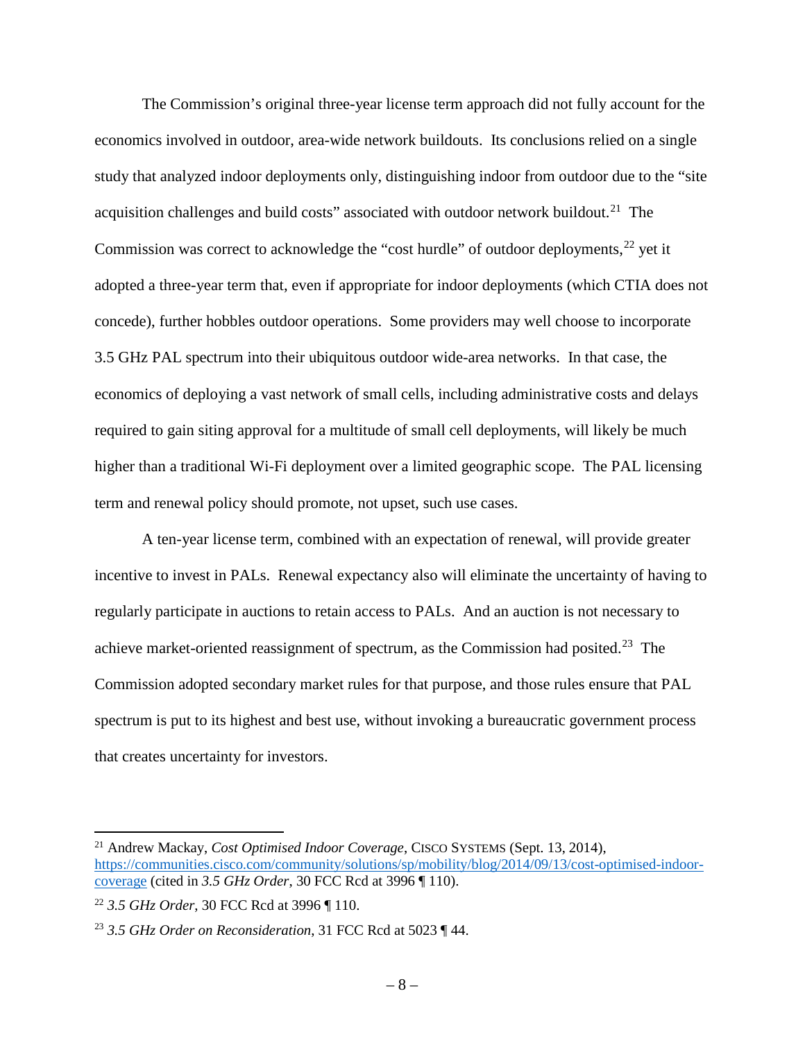The Commission's original three-year license term approach did not fully account for the economics involved in outdoor, area-wide network buildouts. Its conclusions relied on a single study that analyzed indoor deployments only, distinguishing indoor from outdoor due to the "site acquisition challenges and build costs" associated with outdoor network buildout.[21] The Commission was correct to acknowledge the "cost hurdle" of outdoor deployments,[22] yet it adopted a three-year term that, even if appropriate for indoor deployments (which CTIA does not concede), further hobbles outdoor operations. Some providers may well choose to incorporate 3.5 GHz PAL spectrum into their ubiquitous outdoor wide-area networks. In that case, the economics of deploying a vast network of small cells, including administrative costs and delays required to gain siting approval for a multitude of small cell deployments, will likely be much higher than a traditional Wi-Fi deployment over a limited geographic scope. The PAL licensing term and renewal policy should promote, not upset, such use cases.

A ten-year license term, combined with an expectation of renewal, will provide greater incentive to invest in PALs. Renewal expectancy also will eliminate the uncertainty of having to regularly participate in auctions to retain access to PALs. And an auction is not necessary to achieve market-oriented reassignment of spectrum, as the Commission had posited.[23] The Commission adopted secondary market rules for that purpose, and those rules ensure that PAL spectrum is put to its highest and best use, without invoking a bureaucratic government process that creates uncertainty for investors.

---

[21] Andrew Mackay, *Cost Optimised Indoor Coverage*, CISCO SYSTEMS (Sept. 13, 2014), [https://communities.cisco.com/community/solutions/sp/mobility/blog/2014/09/13/cost-optimised-indoor-coverage](https://communities.cisco.com/community/solutions/sp/mobility/blog/2014/09/13/cost-optimised-indoor-coverage) (cited in *3.5 GHz Order*, 30 FCC Rcd at 3996 ¶ 110).

[22] *3.5 GHz Order*, 30 FCC Rcd at 3996 ¶ 110.

[23] *3.5 GHz Order on Reconsideration*, 31 FCC Rcd at 5023 ¶ 44.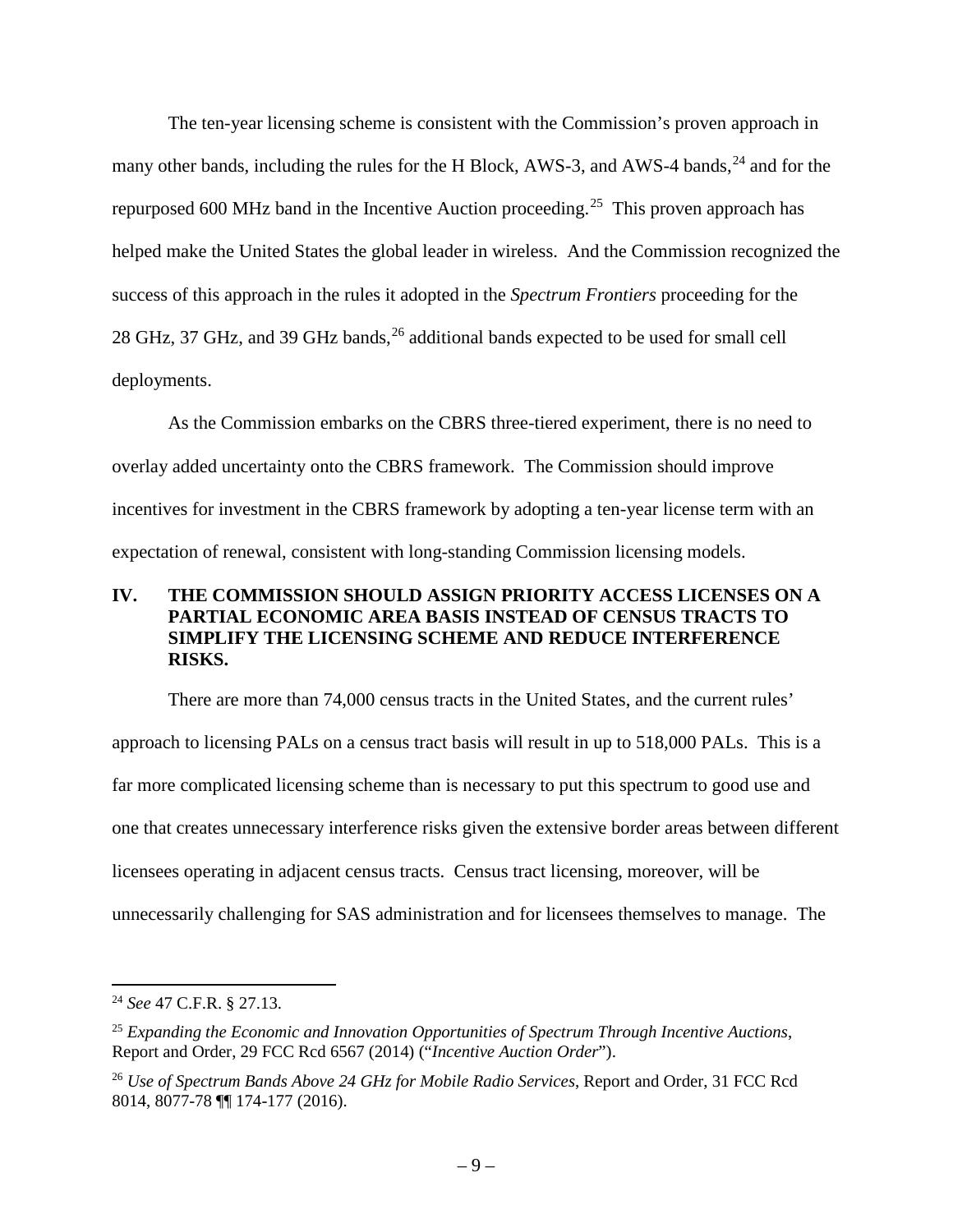The ten-year licensing scheme is consistent with the Commission's proven approach in many other bands, including the rules for the H Block, AWS-3, and AWS-4 bands,[24] and for the repurposed 600 MHz band in the Incentive Auction proceeding.[25] This proven approach has helped make the United States the global leader in wireless. And the Commission recognized the success of this approach in the rules it adopted in the *Spectrum Frontiers* proceeding for the 28 GHz, 37 GHz, and 39 GHz bands,[26] additional bands expected to be used for small cell deployments.

As the Commission embarks on the CBRS three-tiered experiment, there is no need to overlay added uncertainty onto the CBRS framework. The Commission should improve incentives for investment in the CBRS framework by adopting a ten-year license term with an expectation of renewal, consistent with long-standing Commission licensing models.

## IV. THE COMMISSION SHOULD ASSIGN PRIORITY ACCESS LICENSES ON A PARTIAL ECONOMIC AREA BASIS INSTEAD OF CENSUS TRACTS TO SIMPLIFY THE LICENSING SCHEME AND REDUCE INTERFERENCE RISKS.

There are more than 74,000 census tracts in the United States, and the current rules' approach to licensing PALs on a census tract basis will result in up to 518,000 PALs. This is a far more complicated licensing scheme than is necessary to put this spectrum to good use and one that creates unnecessary interference risks given the extensive border areas between different licensees operating in adjacent census tracts. Census tract licensing, moreover, will be unnecessarily challenging for SAS administration and for licensees themselves to manage. The

---

[24] *See* 47 C.F.R. § 27.13.

[25] *Expanding the Economic and Innovation Opportunities of Spectrum Through Incentive Auctions*, Report and Order, 29 FCC Rcd 6567 (2014) ("*Incentive Auction Order*").

[26] *Use of Spectrum Bands Above 24 GHz for Mobile Radio Services*, Report and Order, 31 FCC Rcd 8014, 8077-78 ¶¶ 174-177 (2016).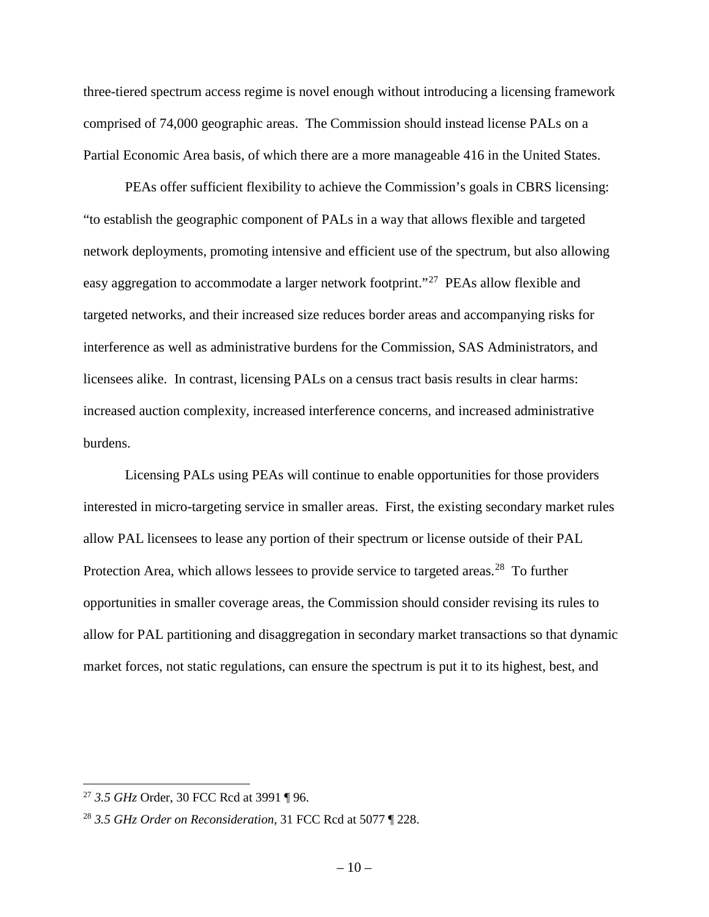three-tiered spectrum access regime is novel enough without introducing a licensing framework comprised of 74,000 geographic areas. The Commission should instead license PALs on a Partial Economic Area basis, of which there are a more manageable 416 in the United States.

PEAs offer sufficient flexibility to achieve the Commission's goals in CBRS licensing: "to establish the geographic component of PALs in a way that allows flexible and targeted network deployments, promoting intensive and efficient use of the spectrum, but also allowing easy aggregation to accommodate a larger network footprint."[27] PEAs allow flexible and targeted networks, and their increased size reduces border areas and accompanying risks for interference as well as administrative burdens for the Commission, SAS Administrators, and licensees alike. In contrast, licensing PALs on a census tract basis results in clear harms: increased auction complexity, increased interference concerns, and increased administrative burdens.

Licensing PALs using PEAs will continue to enable opportunities for those providers interested in micro-targeting service in smaller areas. First, the existing secondary market rules allow PAL licensees to lease any portion of their spectrum or license outside of their PAL Protection Area, which allows lessees to provide service to targeted areas.[28] To further opportunities in smaller coverage areas, the Commission should consider revising its rules to allow for PAL partitioning and disaggregation in secondary market transactions so that dynamic market forces, not static regulations, can ensure the spectrum is put it to its highest, best, and

---

[27] *3.5 GHz* Order, 30 FCC Rcd at 3991 ¶ 96.

[28] *3.5 GHz Order on Reconsideration*, 31 FCC Rcd at 5077 ¶ 228.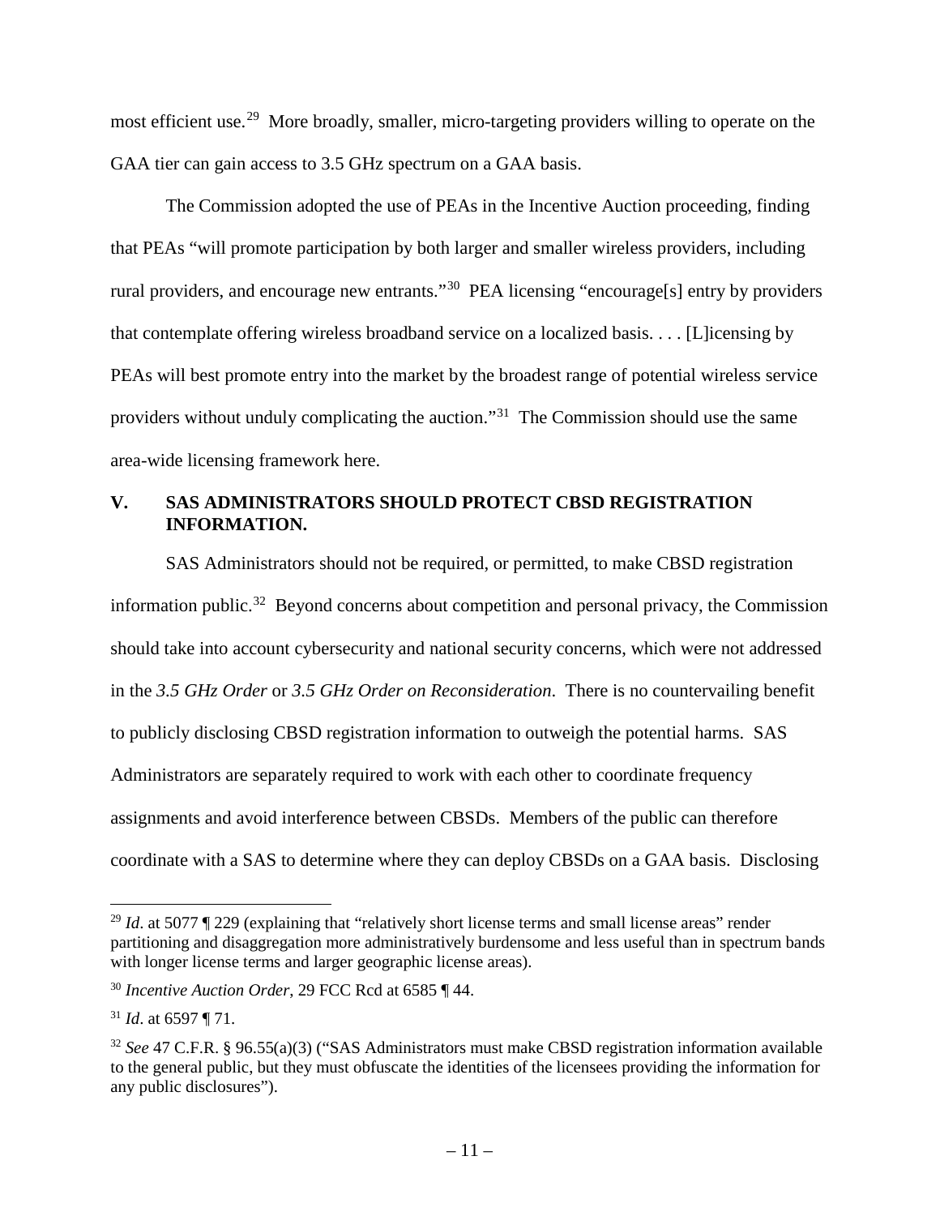most efficient use.[29] More broadly, smaller, micro-targeting providers willing to operate on the GAA tier can gain access to 3.5 GHz spectrum on a GAA basis.

The Commission adopted the use of PEAs in the Incentive Auction proceeding, finding that PEAs "will promote participation by both larger and smaller wireless providers, including rural providers, and encourage new entrants."[30] PEA licensing "encourage[s] entry by providers that contemplate offering wireless broadband service on a localized basis. . . . [L]icensing by PEAs will best promote entry into the market by the broadest range of potential wireless service providers without unduly complicating the auction."[31] The Commission should use the same area-wide licensing framework here.

## V. SAS ADMINISTRATORS SHOULD PROTECT CBSD REGISTRATION INFORMATION.

SAS Administrators should not be required, or permitted, to make CBSD registration information public.[32] Beyond concerns about competition and personal privacy, the Commission should take into account cybersecurity and national security concerns, which were not addressed in the *3.5 GHz Order* or *3.5 GHz Order on Reconsideration*. There is no countervailing benefit to publicly disclosing CBSD registration information to outweigh the potential harms. SAS Administrators are separately required to work with each other to coordinate frequency assignments and avoid interference between CBSDs. Members of the public can therefore coordinate with a SAS to determine where they can deploy CBSDs on a GAA basis. Disclosing

---

[29] *Id*. at 5077 ¶ 229 (explaining that "relatively short license terms and small license areas" render partitioning and disaggregation more administratively burdensome and less useful than in spectrum bands with longer license terms and larger geographic license areas).

[30] *Incentive Auction Order*, 29 FCC Rcd at 6585 ¶ 44.

[31] *Id*. at 6597 ¶ 71.

[32] *See* 47 C.F.R. § 96.55(a)(3) ("SAS Administrators must make CBSD registration information available to the general public, but they must obfuscate the identities of the licensees providing the information for any public disclosures").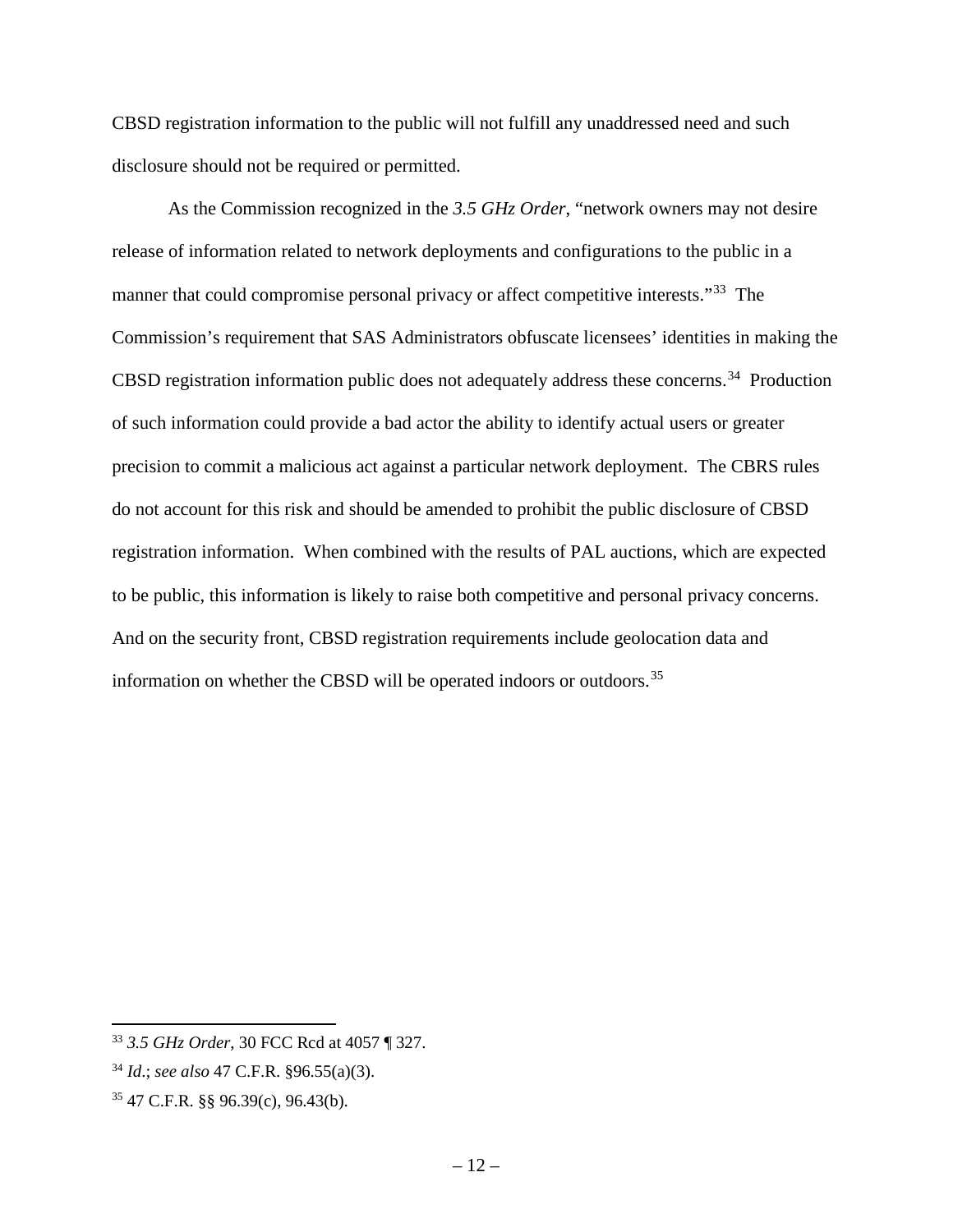CBSD registration information to the public will not fulfill any unaddressed need and such disclosure should not be required or permitted.

As the Commission recognized in the *3.5 GHz Order*, "network owners may not desire release of information related to network deployments and configurations to the public in a manner that could compromise personal privacy or affect competitive interests."[33] The Commission's requirement that SAS Administrators obfuscate licensees' identities in making the CBSD registration information public does not adequately address these concerns.[34] Production of such information could provide a bad actor the ability to identify actual users or greater precision to commit a malicious act against a particular network deployment. The CBRS rules do not account for this risk and should be amended to prohibit the public disclosure of CBSD registration information. When combined with the results of PAL auctions, which are expected to be public, this information is likely to raise both competitive and personal privacy concerns. And on the security front, CBSD registration requirements include geolocation data and information on whether the CBSD will be operated indoors or outdoors.[35]

---

[33] *3.5 GHz Order*, 30 FCC Rcd at 4057 ¶ 327.

[34] *Id*.; *see also* 47 C.F.R. §96.55(a)(3).

[35] 47 C.F.R. §§ 96.39(c), 96.43(b).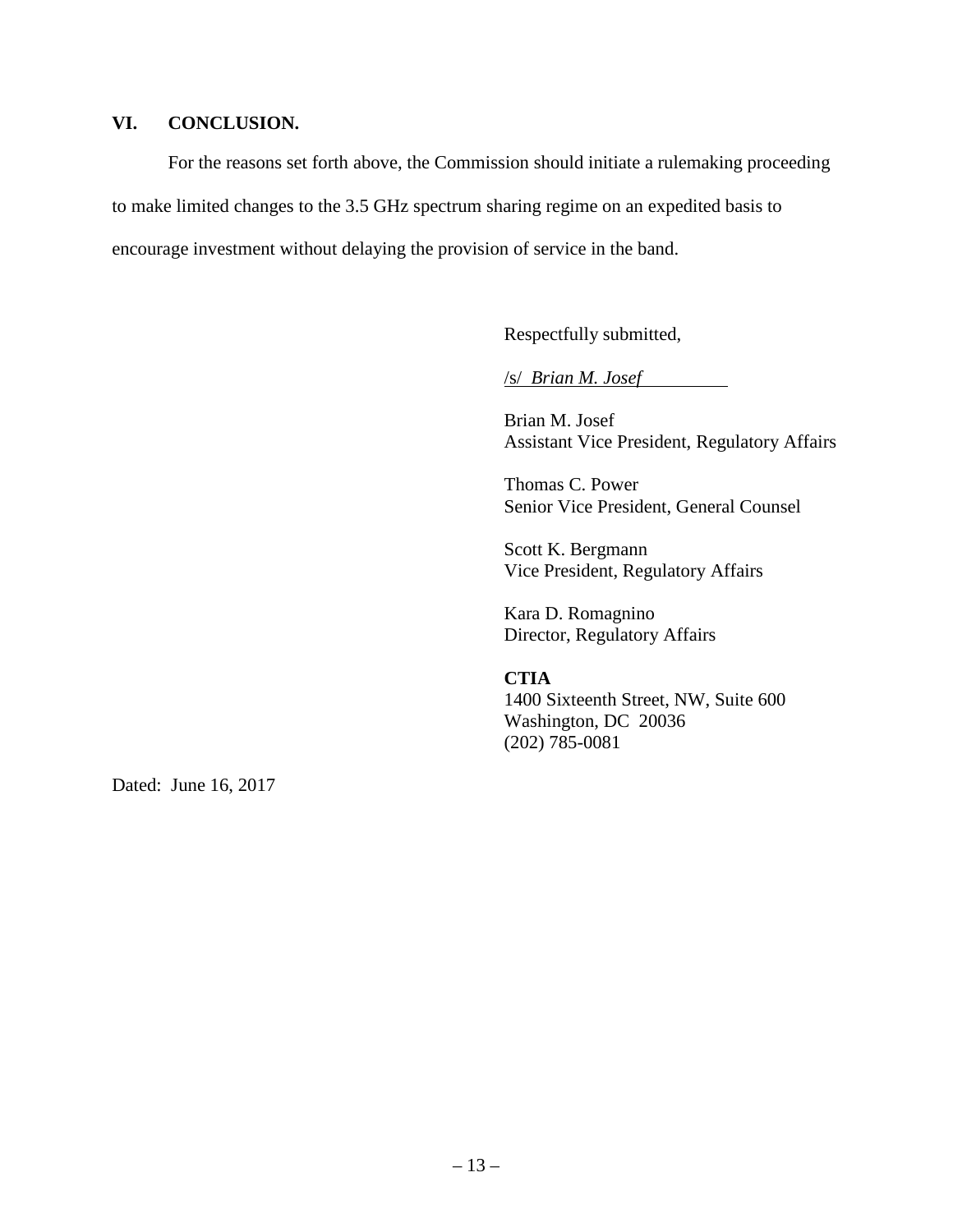## VI. CONCLUSION.

For the reasons set forth above, the Commission should initiate a rulemaking proceeding to make limited changes to the 3.5 GHz spectrum sharing regime on an expedited basis to encourage investment without delaying the provision of service in the band.

Respectfully submitted,

/s/ *Brian M. Josef*

Brian M. Josef
Assistant Vice President, Regulatory Affairs

Thomas C. Power
Senior Vice President, General Counsel

Scott K. Bergmann
Vice President, Regulatory Affairs

Kara D. Romagnino
Director, Regulatory Affairs

**CTIA**
1400 Sixteenth Street, NW, Suite 600
Washington, DC 20036
(202) 785-0081

Dated: June 16, 2017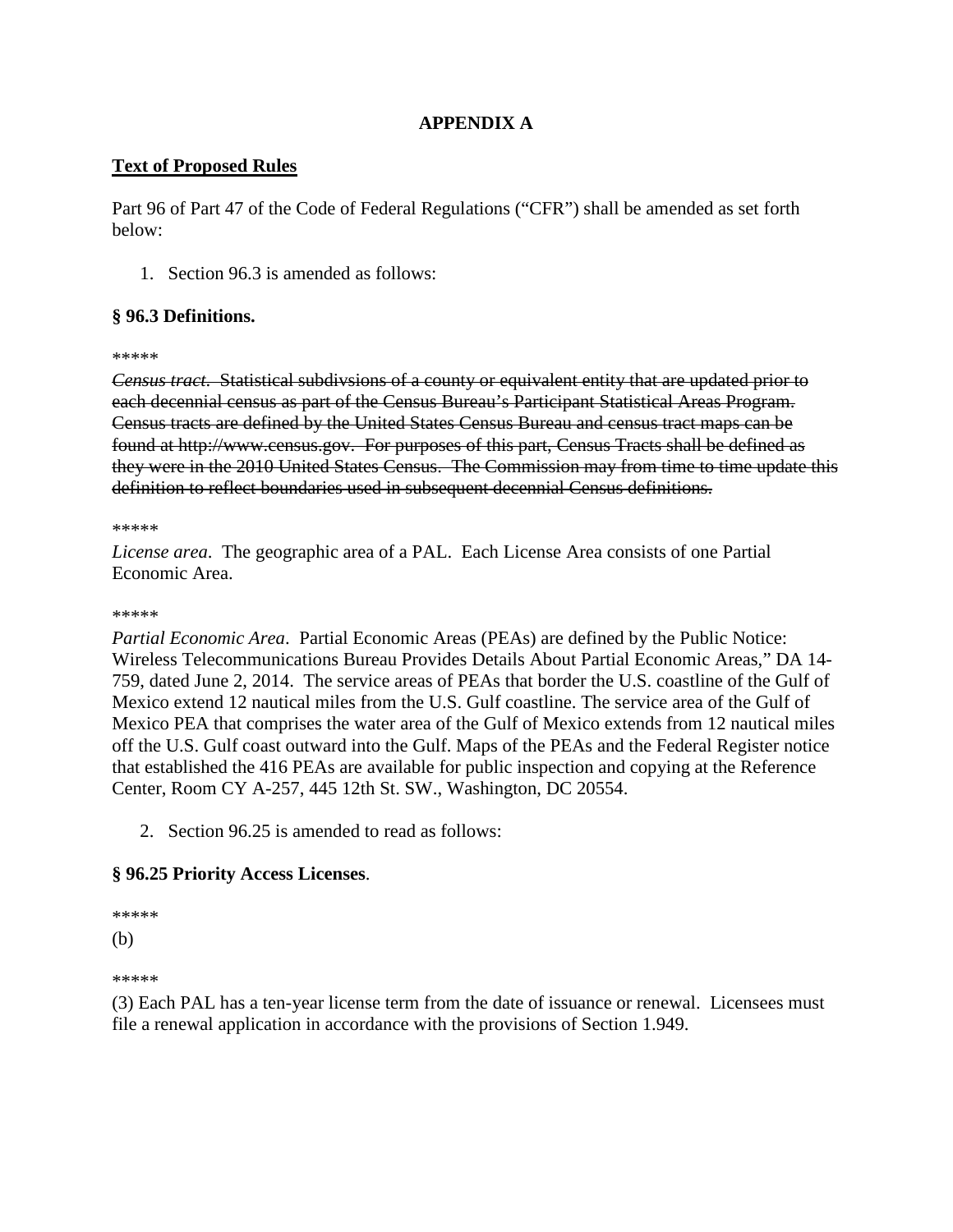**APPENDIX A**

**Text of Proposed Rules**

Part 96 of Part 47 of the Code of Federal Regulations ("CFR") shall be amended as set forth below:

1. Section 96.3 is amended as follows:

**§ 96.3 Definitions.**

*****

~~*Census tract*. Statistical subdivsions of a county or equivalent entity that are updated prior to each decennial census as part of the Census Bureau's Participant Statistical Areas Program. Census tracts are defined by the United States Census Bureau and census tract maps can be found at http://www.census.gov. For purposes of this part, Census Tracts shall be defined as they were in the 2010 United States Census. The Commission may from time to time update this definition to reflect boundaries used in subsequent decennial Census definitions.~~

*****

*License area*. The geographic area of a PAL. Each License Area consists of one Partial Economic Area.

*****

*Partial Economic Area*. Partial Economic Areas (PEAs) are defined by the Public Notice: Wireless Telecommunications Bureau Provides Details About Partial Economic Areas," DA 14-759, dated June 2, 2014. The service areas of PEAs that border the U.S. coastline of the Gulf of Mexico extend 12 nautical miles from the U.S. Gulf coastline. The service area of the Gulf of Mexico PEA that comprises the water area of the Gulf of Mexico extends from 12 nautical miles off the U.S. Gulf coast outward into the Gulf. Maps of the PEAs and the Federal Register notice that established the 416 PEAs are available for public inspection and copying at the Reference Center, Room CY A-257, 445 12th St. SW., Washington, DC 20554.

2. Section 96.25 is amended to read as follows:

**§ 96.25 Priority Access Licenses**.

*****

(b)

*****

(3) Each PAL has a ten-year license term from the date of issuance or renewal. Licensees must file a renewal application in accordance with the provisions of Section 1.949.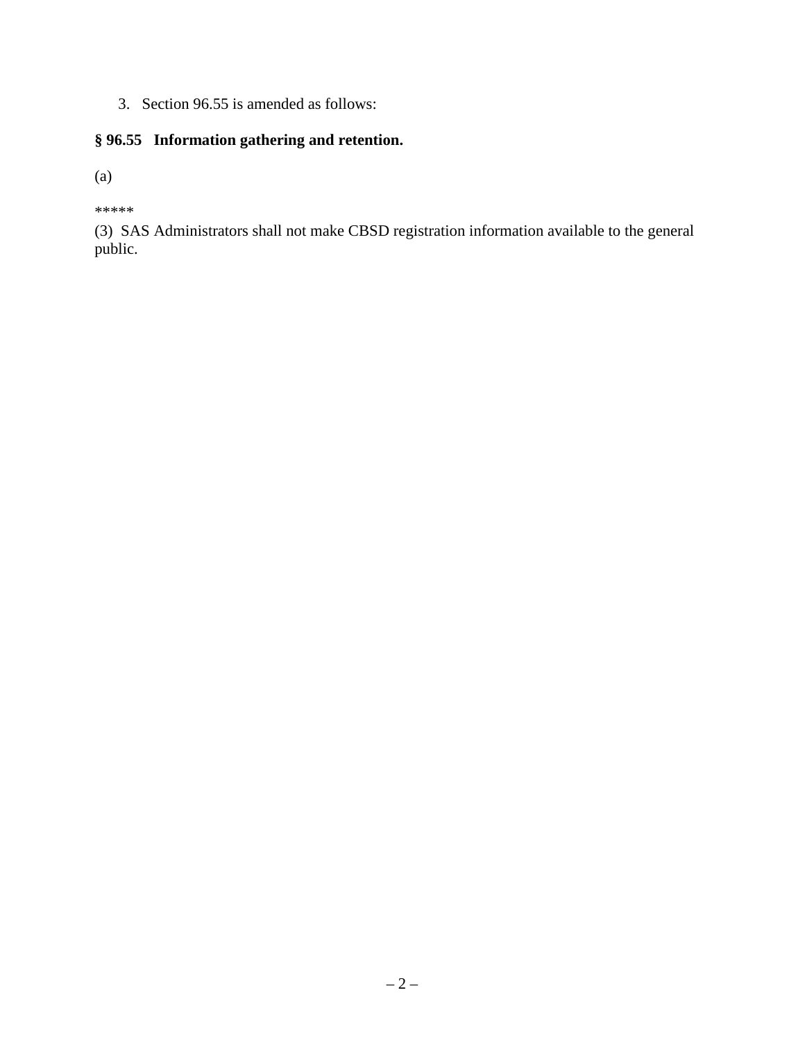3. Section 96.55 is amended as follows:

**§ 96.55 Information gathering and retention.**

(a)

*****

(3) SAS Administrators shall not make CBSD registration information available to the general public.